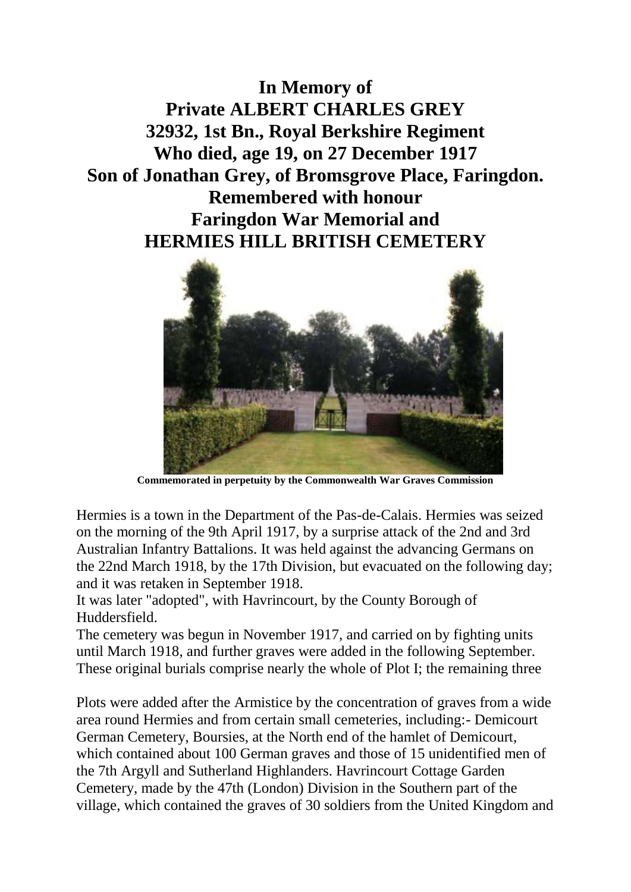# In Memory of
# Private ALBERT CHARLES GREY
# 32932, 1st Bn., Royal Berkshire Regiment
# Who died, age 19, on 27 December 1917
# Son of Jonathan Grey, of Bromsgrove Place, Faringdon.
# Remembered with honour
# Faringdon War Memorial and
# HERMIES HILL BRITISH CEMETERY

**Commemorated in perpetuity by the Commonwealth War Graves Commission**

Hermies is a town in the Department of the Pas-de-Calais. Hermies was seized on the morning of the 9th April 1917, by a surprise attack of the 2nd and 3rd Australian Infantry Battalions. It was held against the advancing Germans on the 22nd March 1918, by the 17th Division, but evacuated on the following day; and it was retaken in September 1918.

It was later "adopted", with Havrincourt, by the County Borough of Huddersfield.

The cemetery was begun in November 1917, and carried on by fighting units until March 1918, and further graves were added in the following September. These original burials comprise nearly the whole of Plot I; the remaining three

Plots were added after the Armistice by the concentration of graves from a wide area round Hermies and from certain small cemeteries, including:- Demicourt German Cemetery, Boursies, at the North end of the hamlet of Demicourt, which contained about 100 German graves and those of 15 unidentified men of the 7th Argyll and Sutherland Highlanders. Havrincourt Cottage Garden Cemetery, made by the 47th (London) Division in the Southern part of the village, which contained the graves of 30 soldiers from the United Kingdom and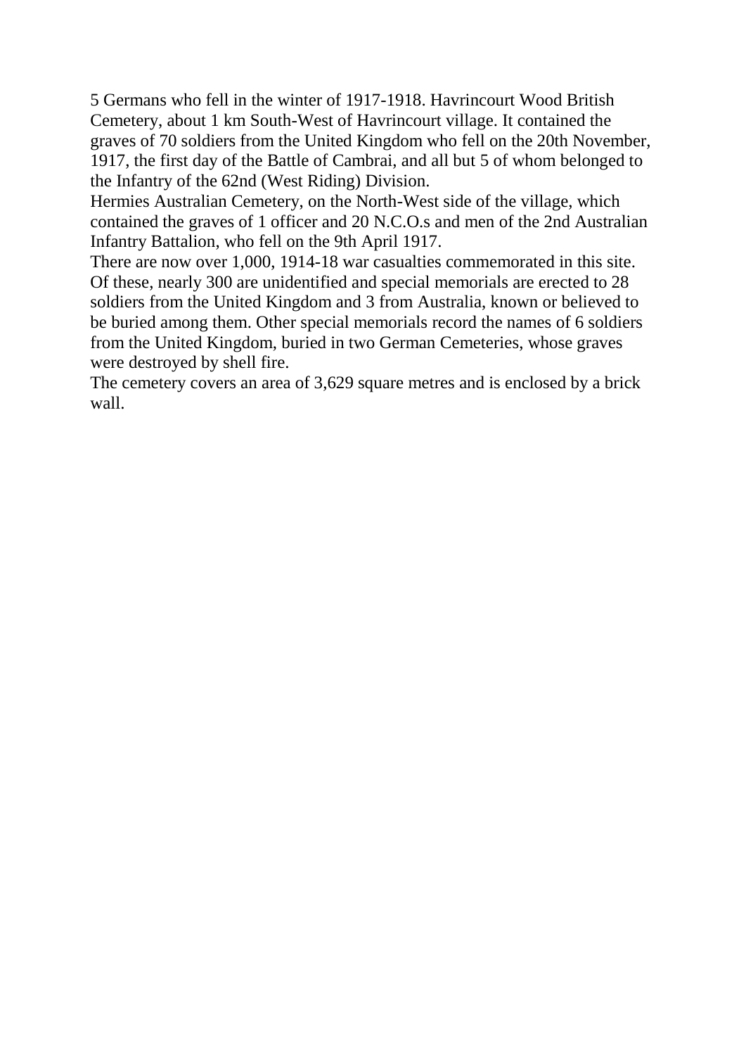5 Germans who fell in the winter of 1917-1918. Havrincourt Wood British Cemetery, about 1 km South-West of Havrincourt village. It contained the graves of 70 soldiers from the United Kingdom who fell on the 20th November, 1917, the first day of the Battle of Cambrai, and all but 5 of whom belonged to the Infantry of the 62nd (West Riding) Division.

Hermies Australian Cemetery, on the North-West side of the village, which contained the graves of 1 officer and 20 N.C.O.s and men of the 2nd Australian Infantry Battalion, who fell on the 9th April 1917.

There are now over 1,000, 1914-18 war casualties commemorated in this site. Of these, nearly 300 are unidentified and special memorials are erected to 28 soldiers from the United Kingdom and 3 from Australia, known or believed to be buried among them. Other special memorials record the names of 6 soldiers from the United Kingdom, buried in two German Cemeteries, whose graves were destroyed by shell fire.

The cemetery covers an area of 3,629 square metres and is enclosed by a brick wall.